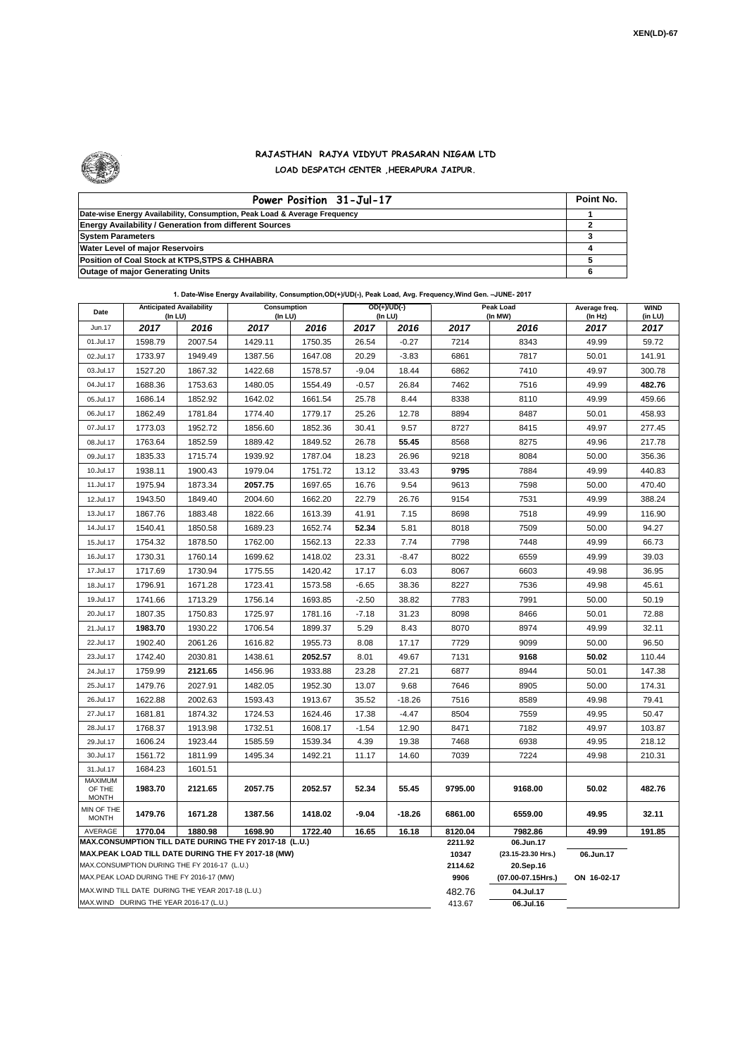XEN(LD)-67

# RAJASTHAN RAJYA VIDYUT PRASARAN NIGAM LTD

## LOAD DESPATCH CENTER ,HEERAPURA JAIPUR.

| Power Position 31-Jul-17 | Point No. |
|---|---|
| Date-wise Energy Availability, Consumption, Peak Load & Average Frequency | 1 |
| Energy Availability / Generation from different Sources | 2 |
| System Parameters | 3 |
| Water Level of major Reservoirs | 4 |
| Position of Coal Stock at KTPS,STPS & CHHABRA | 5 |
| Outage of major Generating Units | 6 |

**1. Date-Wise Energy Availability, Consumption,OD(+)/UD(-), Peak Load, Avg. Frequency,Wind Gen. –JUNE- 2017**

| Date | Anticipated Availability (In LU) | | Consumption (In LU) | | OD(+)/UD(-) (In LU) | | Peak Load (In MW) | | Average freq. (In Hz) | WIND (in LU) |
|---|---|---|---|---|---|---|---|---|---|---|
| Jun.17 | 2017 | 2016 | 2017 | 2016 | 2017 | 2016 | 2017 | 2016 | 2017 | 2017 |
| 01.Jul.17 | 1598.79 | 2007.54 | 1429.11 | 1750.35 | 26.54 | -0.27 | 7214 | 8343 | 49.99 | 59.72 |
| 02.Jul.17 | 1733.97 | 1949.49 | 1387.56 | 1647.08 | 20.29 | -3.83 | 6861 | 7817 | 50.01 | 141.91 |
| 03.Jul.17 | 1527.20 | 1867.32 | 1422.68 | 1578.57 | -9.04 | 18.44 | 6862 | 7410 | 49.97 | 300.78 |
| 04.Jul.17 | 1688.36 | 1753.63 | 1480.05 | 1554.49 | -0.57 | 26.84 | 7462 | 7516 | 49.99 | **482.76** |
| 05.Jul.17 | 1686.14 | 1852.92 | 1642.02 | 1661.54 | 25.78 | 8.44 | 8338 | 8110 | 49.99 | 459.66 |
| 06.Jul.17 | 1862.49 | 1781.84 | 1774.40 | 1779.17 | 25.26 | 12.78 | 8894 | 8487 | 50.01 | 458.93 |
| 07.Jul.17 | 1773.03 | 1952.72 | 1856.60 | 1852.36 | 30.41 | 9.57 | 8727 | 8415 | 49.97 | 277.45 |
| 08.Jul.17 | 1763.64 | 1852.59 | 1889.42 | 1849.52 | 26.78 | **55.45** | 8568 | 8275 | 49.96 | 217.78 |
| 09.Jul.17 | 1835.33 | 1715.74 | 1939.92 | 1787.04 | 18.23 | 26.96 | 9218 | 8084 | 50.00 | 356.36 |
| 10.Jul.17 | 1938.11 | 1900.43 | 1979.04 | 1751.72 | 13.12 | 33.43 | **9795** | 7884 | 49.99 | 440.83 |
| 11.Jul.17 | 1975.94 | 1873.34 | **2057.75** | 1697.65 | 16.76 | 9.54 | 9613 | 7598 | 50.00 | 470.40 |
| 12.Jul.17 | 1943.50 | 1849.40 | 2004.60 | 1662.20 | 22.79 | 26.76 | 9154 | 7531 | 49.99 | 388.24 |
| 13.Jul.17 | 1867.76 | 1883.48 | 1822.66 | 1613.39 | 41.91 | 7.15 | 8698 | 7518 | 49.99 | 116.90 |
| 14.Jul.17 | 1540.41 | 1850.58 | 1689.23 | 1652.74 | **52.34** | 5.81 | 8018 | 7509 | 50.00 | 94.27 |
| 15.Jul.17 | 1754.32 | 1878.50 | 1762.00 | 1562.13 | 22.33 | 7.74 | 7798 | 7448 | 49.99 | 66.73 |
| 16.Jul.17 | 1730.31 | 1760.14 | 1699.62 | 1418.02 | 23.31 | -8.47 | 8022 | 6559 | 49.99 | 39.03 |
| 17.Jul.17 | 1717.69 | 1730.94 | 1775.55 | 1420.42 | 17.17 | 6.03 | 8067 | 6603 | 49.98 | 36.95 |
| 18.Jul.17 | 1796.91 | 1671.28 | 1723.41 | 1573.58 | -6.65 | 38.36 | 8227 | 7536 | 49.98 | 45.61 |
| 19.Jul.17 | 1741.66 | 1713.29 | 1756.14 | 1693.85 | -2.50 | 38.82 | 7783 | 7991 | 50.00 | 50.19 |
| 20.Jul.17 | 1807.35 | 1750.83 | 1725.97 | 1781.16 | -7.18 | 31.23 | 8098 | 8466 | 50.01 | 72.88 |
| 21.Jul.17 | **1983.70** | 1930.22 | 1706.54 | 1899.37 | 5.29 | 8.43 | 8070 | 8974 | 49.99 | 32.11 |
| 22.Jul.17 | 1902.40 | 2061.26 | 1616.82 | 1955.73 | 8.08 | 17.17 | 7729 | 9099 | 50.00 | 96.50 |
| 23.Jul.17 | 1742.40 | 2030.81 | 1438.61 | **2052.57** | 8.01 | 49.67 | 7131 | **9168** | **50.02** | 110.44 |
| 24.Jul.17 | 1759.99 | **2121.65** | 1456.96 | 1933.88 | 23.28 | 27.21 | 6877 | 8944 | 50.01 | 147.38 |
| 25.Jul.17 | 1479.76 | 2027.91 | 1482.05 | 1952.30 | 13.07 | 9.68 | 7646 | 8905 | 50.00 | 174.31 |
| 26.Jul.17 | 1622.88 | 2002.63 | 1593.43 | 1913.67 | 35.52 | -18.26 | 7516 | 8589 | 49.98 | 79.41 |
| 27.Jul.17 | 1681.81 | 1874.32 | 1724.53 | 1624.46 | 17.38 | -4.47 | 8504 | 7559 | 49.95 | 50.47 |
| 28.Jul.17 | 1768.37 | 1913.98 | 1732.51 | 1608.17 | -1.54 | 12.90 | 8471 | 7182 | 49.97 | 103.87 |
| 29.Jul.17 | 1606.24 | 1923.44 | 1585.59 | 1539.34 | 4.39 | 19.38 | 7468 | 6938 | 49.95 | 218.12 |
| 30.Jul.17 | 1561.72 | 1811.99 | 1495.34 | 1492.21 | 11.17 | 14.60 | 7039 | 7224 | 49.98 | 210.31 |
| 31.Jul.17 | 1684.23 | 1601.51 | | | | | | | | |
| MAXIMUM OF THE MONTH | 1983.70 | 2121.65 | 2057.75 | 2052.57 | 52.34 | 55.45 | 9795.00 | 9168.00 | 50.02 | 482.76 |
| MIN OF THE MONTH | 1479.76 | 1671.28 | 1387.56 | 1418.02 | -9.04 | -18.26 | 6861.00 | 6559.00 | 49.95 | 32.11 |
| AVERAGE | 1770.04 | 1880.98 | 1698.90 | 1722.40 | 16.65 | 16.18 | 8120.04 | 7982.86 | 49.99 | 191.85 |
| MAX.CONSUMPTION TILL DATE DURING THE FY 2017-18 (L.U.) | | | | | | | 2211.92 | 06.Jun.17 | | |
| MAX.PEAK LOAD TILL DATE DURING THE FY 2017-18 (MW) | | | | | | | 10347 | (23.15-23.30 Hrs.) | 06.Jun.17 | |
| MAX.CONSUMPTION DURING THE FY 2016-17 (L.U.) | | | | | | | 2114.62 | 20.Sep.16 | | |
| MAX.PEAK LOAD DURING THE FY 2016-17 (MW) | | | | | | | 9906 | (07.00-07.15Hrs.) | ON 16-02-17 | |
| MAX.WIND TILL DATE DURING THE YEAR 2017-18 (L.U.) | | | | | | | 482.76 | 04.Jul.17 | | |
| MAX.WIND DURING THE YEAR 2016-17 (L.U.) | | | | | | | 413.67 | 06.Jul.16 | | |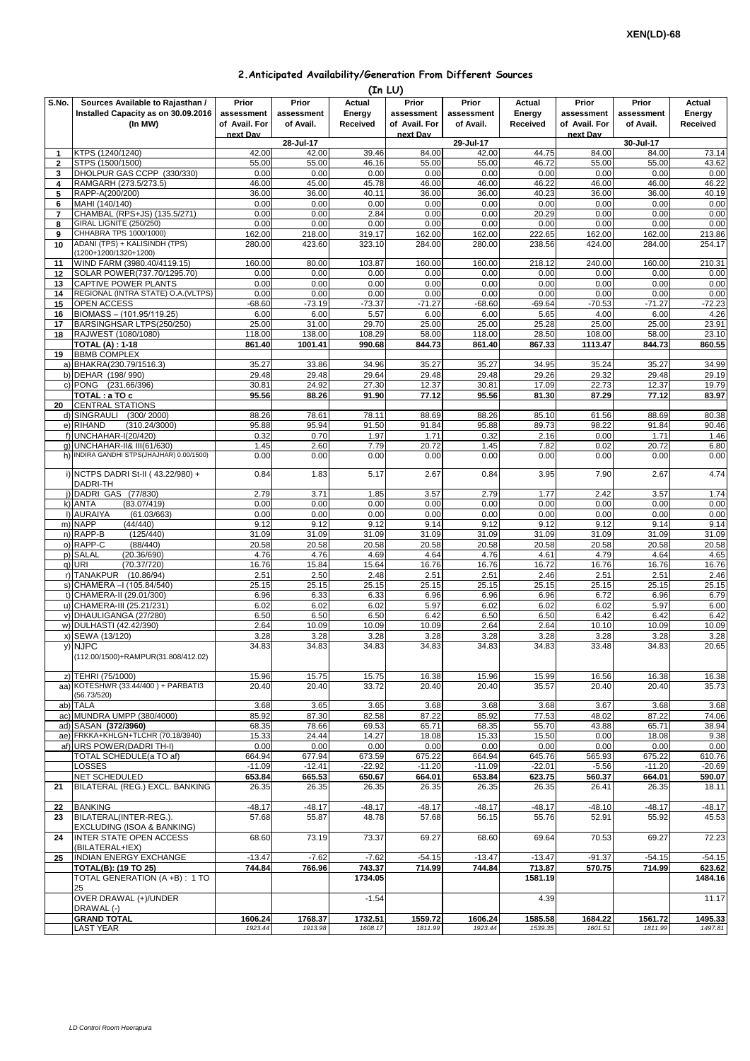XEN(LD)-68

## 2.Anticipated Availability/Generation From Different Sources

(In LU)

| S.No. | Sources Available to Rajasthan / Installed Capacity as on 30.09.2016 (In MW) | Prior assessment of Avail. For next Day | Prior assessment of Avail. | Actual Energy Received | Prior assessment of Avail. For next Day | Prior assessment of Avail. | Actual Energy Received | Prior assessment of Avail. For next Day | Prior assessment of Avail. | Actual Energy Received |
|---|---|---|---|---|---|---|---|---|---|---|
| | | | 28-Jul-17 | | | 29-Jul-17 | | | 30-Jul-17 | |
| 1 | KTPS (1240/1240) | 42.00 | 42.00 | 39.46 | 84.00 | 42.00 | 44.75 | 84.00 | 84.00 | 73.14 |
| 2 | STPS (1500/1500) | 55.00 | 55.00 | 46.16 | 55.00 | 55.00 | 46.72 | 55.00 | 55.00 | 43.62 |
| 3 | DHOLPUR GAS CCPP (330/330) | 0.00 | 0.00 | 0.00 | 0.00 | 0.00 | 0.00 | 0.00 | 0.00 | 0.00 |
| 4 | RAMGARH (273.5/273.5) | 46.00 | 45.00 | 45.78 | 46.00 | 46.00 | 46.22 | 46.00 | 46.00 | 46.22 |
| 5 | RAPP-A(200/200) | 36.00 | 36.00 | 40.11 | 36.00 | 36.00 | 40.23 | 36.00 | 36.00 | 40.19 |
| 6 | MAHI (140/140) | 0.00 | 0.00 | 0.00 | 0.00 | 0.00 | 0.00 | 0.00 | 0.00 | 0.00 |
| 7 | CHAMBAL (RPS+JS) (135.5/271) | 0.00 | 0.00 | 2.84 | 0.00 | 0.00 | 20.29 | 0.00 | 0.00 | 0.00 |
| 8 | GIRAL LIGNITE (250/250) | 0.00 | 0.00 | 0.00 | 0.00 | 0.00 | 0.00 | 0.00 | 0.00 | 0.00 |
| 9 | CHHABRA TPS 1000/1000) | 162.00 | 218.00 | 319.17 | 162.00 | 162.00 | 222.65 | 162.00 | 162.00 | 213.86 |
| 10 | ADANI (TPS) + KALISINDH (TPS) (1200+1200/1320+1200) | 280.00 | 423.60 | 323.10 | 284.00 | 280.00 | 238.56 | 424.00 | 284.00 | 254.17 |
| 11 | WIND FARM (3980.40/4119.15) | 160.00 | 80.00 | 103.87 | 160.00 | 160.00 | 218.12 | 240.00 | 160.00 | 210.31 |
| 12 | SOLAR POWER(737.70/1295.70) | 0.00 | 0.00 | 0.00 | 0.00 | 0.00 | 0.00 | 0.00 | 0.00 | 0.00 |
| 13 | CAPTIVE POWER PLANTS | 0.00 | 0.00 | 0.00 | 0.00 | 0.00 | 0.00 | 0.00 | 0.00 | 0.00 |
| 14 | REGIONAL (INTRA STATE) O.A.(VLTPS) | 0.00 | 0.00 | 0.00 | 0.00 | 0.00 | 0.00 | 0.00 | 0.00 | 0.00 |
| 15 | OPEN ACCESS | -68.60 | -73.19 | -73.37 | -71.27 | -68.60 | -69.64 | -70.53 | -71.27 | -72.23 |
| 16 | BIOMASS – (101.95/119.25) | 6.00 | 6.00 | 5.57 | 6.00 | 6.00 | 5.65 | 4.00 | 6.00 | 4.26 |
| 17 | BARSINGHSAR LTPS(250/250) | 25.00 | 31.00 | 29.70 | 25.00 | 25.00 | 25.28 | 25.00 | 25.00 | 23.91 |
| 18 | RAJWEST (1080/1080) | 118.00 | 138.00 | 108.29 | 58.00 | 118.00 | 28.50 | 108.00 | 58.00 | 23.10 |
| | **TOTAL (A) : 1-18** | **861.40** | **1001.41** | **990.68** | **844.73** | **861.40** | **867.33** | **1113.47** | **844.73** | **860.55** |
| 19 | BBMB COMPLEX | | | | | | | | | |
| a) | BHAKRA(230.79/1516.3) | 35.27 | 33.86 | 34.96 | 35.27 | 35.27 | 34.95 | 35.24 | 35.27 | 34.99 |
| b) | DEHAR (198/ 990) | 29.48 | 29.48 | 29.64 | 29.48 | 29.48 | 29.26 | 29.32 | 29.48 | 29.19 |
| c) | PONG (231.66/396) | 30.81 | 24.92 | 27.30 | 12.37 | 30.81 | 17.09 | 22.73 | 12.37 | 19.79 |
| | **TOTAL : a TO c** | **95.56** | **88.26** | **91.90** | **77.12** | **95.56** | **81.30** | **87.29** | **77.12** | **83.97** |
| 20 | CENTRAL STATIONS | | | | | | | | | |
| d) | SINGRAULI (300/ 2000) | 88.26 | 78.61 | 78.11 | 88.69 | 88.26 | 85.10 | 61.56 | 88.69 | 80.38 |
| e) | RIHAND (310.24/3000) | 95.88 | 95.94 | 91.50 | 91.84 | 95.88 | 89.73 | 98.22 | 91.84 | 90.46 |
| f) | UNCHAHAR-I(20/420) | 0.32 | 0.70 | 1.97 | 1.71 | 0.32 | 2.16 | 0.00 | 1.71 | 1.46 |
| g) | UNCHAHAR-II& III(61/630) | 1.45 | 2.60 | 7.79 | 20.72 | 1.45 | 7.82 | 0.02 | 20.72 | 6.80 |
| h) | INDIRA GANDHI STPS(JHAJHAR) 0.00/1500) | 0.00 | 0.00 | 0.00 | 0.00 | 0.00 | 0.00 | 0.00 | 0.00 | 0.00 |
| i) | NCTPS DADRI St-II ( 43.22/980) + DADRI-TH | 0.84 | 1.83 | 5.17 | 2.67 | 0.84 | 3.95 | 7.90 | 2.67 | 4.74 |
| j) | DADRI GAS (77/830) | 2.79 | 3.71 | 1.85 | 3.57 | 2.79 | 1.77 | 2.42 | 3.57 | 1.74 |
| k) | ANTA (83.07/419) | 0.00 | 0.00 | 0.00 | 0.00 | 0.00 | 0.00 | 0.00 | 0.00 | 0.00 |
| l) | AURAIYA (61.03/663) | 0.00 | 0.00 | 0.00 | 0.00 | 0.00 | 0.00 | 0.00 | 0.00 | 0.00 |
| m) | NAPP (44/440) | 9.12 | 9.12 | 9.12 | 9.14 | 9.12 | 9.12 | 9.12 | 9.14 | 9.14 |
| n) | RAPP-B (125/440) | 31.09 | 31.09 | 31.09 | 31.09 | 31.09 | 31.09 | 31.09 | 31.09 | 31.09 |
| o) | RAPP-C (88/440) | 20.58 | 20.58 | 20.58 | 20.58 | 20.58 | 20.58 | 20.58 | 20.58 | 20.58 |
| p) | SALAL (20.36/690) | 4.76 | 4.76 | 4.69 | 4.64 | 4.76 | 4.61 | 4.79 | 4.64 | 4.65 |
| q) | URI (70.37/720) | 16.76 | 15.84 | 15.64 | 16.76 | 16.76 | 16.72 | 16.76 | 16.76 | 16.76 |
| r) | TANAKPUR (10.86/94) | 2.51 | 2.50 | 2.48 | 2.51 | 2.51 | 2.46 | 2.51 | 2.51 | 2.46 |
| s) | CHAMERA –I (105.84/540) | 25.15 | 25.15 | 25.15 | 25.15 | 25.15 | 25.15 | 25.15 | 25.15 | 25.15 |
| t) | CHAMERA-II (29.01/300) | 6.96 | 6.33 | 6.33 | 6.96 | 6.96 | 6.96 | 6.72 | 6.96 | 6.79 |
| u) | CHAMERA-III (25.21/231) | 6.02 | 6.02 | 6.02 | 5.97 | 6.02 | 6.02 | 6.02 | 5.97 | 6.00 |
| v) | DHAULIGANGA (27/280) | 6.50 | 6.50 | 6.50 | 6.42 | 6.50 | 6.50 | 6.42 | 6.42 | 6.42 |
| w) | DULHASTI (42.42/390) | 2.64 | 10.09 | 10.09 | 10.09 | 2.64 | 2.64 | 10.10 | 10.09 | 10.09 |
| x) | SEWA (13/120) | 3.28 | 3.28 | 3.28 | 3.28 | 3.28 | 3.28 | 3.28 | 3.28 | 3.28 |
| y) | NJPC (112.00/1500)+RAMPUR(31.808/412.02) | 34.83 | 34.83 | 34.83 | 34.83 | 34.83 | 34.83 | 33.48 | 34.83 | 20.65 |
| z) | TEHRI (75/1000) | 15.96 | 15.75 | 15.75 | 16.38 | 15.96 | 15.99 | 16.56 | 16.38 | 16.38 |
| aa) | KOTESHWR (33.44/400 ) + PARBATI3 (56.73/520) | 20.40 | 20.40 | 33.72 | 20.40 | 20.40 | 35.57 | 20.40 | 20.40 | 35.73 |
| ab) | TALA | 3.68 | 3.65 | 3.65 | 3.68 | 3.68 | 3.68 | 3.67 | 3.68 | 3.68 |
| ac) | MUNDRA UMPP (380/4000) | 85.92 | 87.30 | 82.58 | 87.22 | 85.92 | 77.53 | 48.02 | 87.22 | 74.06 |
| ad) | SASAN **(372/3960)** | 68.35 | 78.66 | 69.53 | 65.71 | 68.35 | 55.70 | 43.88 | 65.71 | 38.94 |
| ae) | FRKKA+KHLGN+TLCHR (70.18/3940) | 15.33 | 24.44 | 14.27 | 18.08 | 15.33 | 15.50 | 0.00 | 18.08 | 9.38 |
| af) | URS POWER(DADRI TH-I) | 0.00 | 0.00 | 0.00 | 0.00 | 0.00 | 0.00 | 0.00 | 0.00 | 0.00 |
| | TOTAL SCHEDULE(a TO af) | 664.94 | 677.94 | 673.59 | 675.22 | 664.94 | 645.76 | 565.93 | 675.22 | 610.76 |
| | LOSSES | -11.09 | -12.41 | -22.92 | -11.20 | -11.09 | -22.01 | -5.56 | -11.20 | -20.69 |
| | NET SCHEDULED | 653.84 | 665.53 | 650.67 | 664.01 | 653.84 | 623.75 | 560.37 | 664.01 | 590.07 |
| 21 | BILATERAL (REG.) EXCL. BANKING | 26.35 | 26.35 | 26.35 | 26.35 | 26.35 | 26.35 | 26.41 | 26.35 | 18.11 |
| 22 | BANKING | -48.17 | -48.17 | -48.17 | -48.17 | -48.17 | -48.17 | -48.10 | -48.17 | -48.17 |
| 23 | BILATERAL(INTER-REG.). EXCLUDING (ISOA & BANKING) | 57.68 | 55.87 | 48.78 | 57.68 | 56.15 | 55.76 | 52.91 | 55.92 | 45.53 |
| 24 | INTER STATE OPEN ACCESS (BILATERAL+IEX) | 68.60 | 73.19 | 73.37 | 69.27 | 68.60 | 69.64 | 70.53 | 69.27 | 72.23 |
| 25 | INDIAN ENERGY EXCHANGE | -13.47 | -7.62 | -7.62 | -54.15 | -13.47 | -13.47 | -91.37 | -54.15 | -54.15 |
| | **TOTAL(B): (19 TO 25)** | **744.84** | **766.96** | **743.37** | **714.99** | **744.84** | **713.87** | **570.75** | **714.99** | **623.62** |
| | TOTAL GENERATION (A +B) : 1 TO 25 | | | **1734.05** | | | **1581.19** | | | **1484.16** |
| | OVER DRAWAL (+)/UNDER DRAWAL (-) | | | -1.54 | | | 4.39 | | | 11.17 |
| | **GRAND TOTAL** | **1606.24** | **1768.37** | **1732.51** | **1559.72** | **1606.24** | **1585.58** | **1684.22** | **1561.72** | **1495.33** |
| | LAST YEAR | *1923.44* | *1913.98* | *1608.17* | *1811.99* | *1923.44* | *1539.35* | *1601.51* | *1811.99* | *1497.81* |

*LD Control Room Heerapura*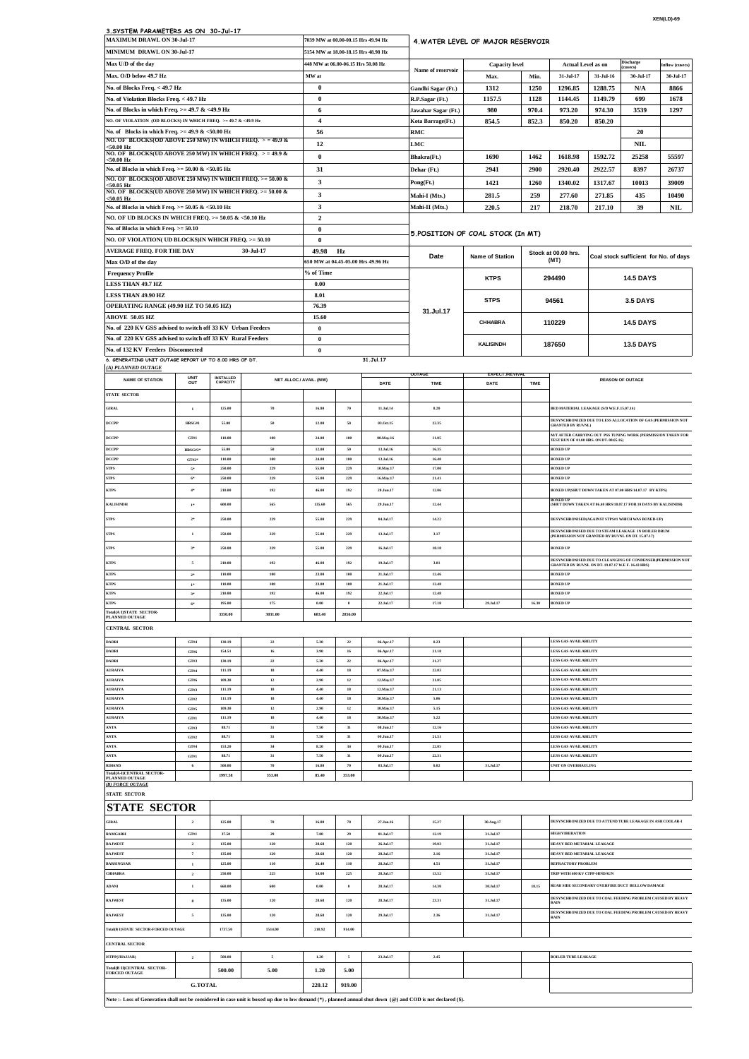XEN(LD)-69

### 3.SYSTEM PARAMETERS AS ON 30-Jul-17

| | | |
|---|---|---|
| MAXIMUM DRAWL ON 30-Jul-17 | | 7039 MW at 00.00-00.15 Hrs 49.94 Hz |
| MINIMUM DRAWL ON 30-Jul-17 | | 5154 MW at 18.00-18.15 Hrs 48.98 Hz |
| Max U/D of the day | | 448 MW at 06.00-06.15 Hrs 50.08 Hz |
| Max. O/D below 49.7 Hz | | MW at |
| No. of Blocks Freq. < 49.7 Hz | | 0 |
| No. of Violation Blocks Freq. < 49.7 Hz | | 0 |
| No. of Blocks in which Freq. >= 49.7 & <49.9 Hz | | 6 |
| NO. OF VIOLATION (OD BLOCKS) IN WHICH FREQ. >= 49.7 & <49.9 Hz | | 4 |
| No. of Blocks in which Freq. >= 49.9 & <50.00 Hz | | 56 |
| NO. OF BLOCKS(OD ABOVE 250 MW) IN WHICH FREQ. > = 49.9 & <50.00 Hz | | 12 |
| NO. OF BLOCKS(UD ABOVE 250 MW) IN WHICH FREQ. > = 49.9 & <50.00 Hz | | 0 |
| No. of Blocks in which Freq. >= 50.00 & <50.05 Hz | | 31 |
| NO. OF BLOCKS(OD ABOVE 250 MW) IN WHICH FREQ. >= 50.00 & <50.05 Hz | | 3 |
| NO. OF BLOCKS(UD ABOVE 250 MW) IN WHICH FREQ. >= 50.00 & <50.05 Hz | | 3 |
| No. of Blocks in which Freq. >= 50.05 & <50.10 Hz | | 3 |
| NO. OF UD BLOCKS IN WHICH FREQ. >= 50.05 & <50.10 Hz | | 2 |
| No. of Blocks in which Freq. >= 50.10 | | 0 |
| NO. OF VIOLATION( UD BLOCKS)IN WHICH FREQ. >= 50.10 | | 0 |
| AVERAGE FREQ. FOR THE DAY | 30-Jul-17 | 49.98 Hz |
| Max O/D of the day | | 650 MW at 04.45-05.00 Hrs 49.96 Hz |
| Frequency Profile | | % of Time |
| LESS THAN 49.7 HZ | | 0.00 |
| LESS THAN 49.90 HZ | | 8.01 |
| OPERATING RANGE (49.90 HZ TO 50.05 HZ) | | 76.39 |
| ABOVE 50.05 HZ | | 15.60 |
| No. of 220 KV GSS advised to switch off 33 KV Urban Feeders | | 0 |
| No. of 220 KV GSS advised to switch off 33 KV Rural Feeders | | 0 |
| No. of 132 KV Feeders Disconnected | | 0 |

### 4.WATER LEVEL OF MAJOR RESERVOIR

| Name of reservoir | Capacity level | | Actual Level as on | | Discharge (cusecs) | Inflow (cusecs) |
|---|---|---|---|---|---|---|
| | Max. | Min. | 31-Jul-17 | 31-Jul-16 | 30-Jul-17 | 30-Jul-17 |
| Gandhi Sagar (Ft.) | 1312 | 1250 | 1296.85 | 1288.75 | N/A | 8866 |
| R.P.Sagar (Ft.) | 1157.5 | 1128 | 1144.45 | 1149.79 | 699 | 1678 |
| Jawahar Sagar (Ft.) | 980 | 970.4 | 973.20 | 974.30 | 3539 | 1297 |
| Kota Barrage(Ft.) | 854.5 | 852.3 | 850.20 | 850.20 | | |
| RMC | | | | | 20 | |
| LMC | | | | | NIL | |
| Bhakra(Ft.) | 1690 | 1462 | 1618.98 | 1592.72 | 25258 | 55597 |
| Dehar (Ft.) | 2941 | 2900 | 2920.40 | 2922.57 | 8397 | 26737 |
| Pong(Ft.) | 1421 | 1260 | 1340.02 | 1317.67 | 10013 | 39009 |
| Mahi-I (Mts.) | 281.5 | 259 | 277.60 | 271.85 | 435 | 10490 |
| Mahi-II (Mts.) | 220.5 | 217 | 218.70 | 217.10 | 39 | NIL |

### 5.POSITION OF COAL STOCK (In MT)

| Date | Name of Station | Stock at 00.00 hrs. (MT) | Coal stock sufficient for No. of days |
|---|---|---|---|
| 31.Jul.17 | KTPS | 294490 | 14.5 DAYS |
| | STPS | 94561 | 3.5 DAYS |
| | CHHABRA | 110229 | 14.5 DAYS |
| | KALISINDH | 187650 | 13.5 DAYS |

### 6. GENERATING UNIT OUTAGE REPORT UP TO 8.00 HRS OF DT. 31.Jul.17

*(A) PLANNED OUTAGE*

| NAME OF STATION | UNIT OUT | INSTALLED CAPACITY | NET ALLOC./ AVAIL. (MW) | | | OUTAGE DATE | OUTAGE TIME | EXPECT.REVIVAL DATE | EXPECT.REVIVAL TIME | REASON OF OUTAGE |
|---|---|---|---|---|---|---|---|---|---|---|
| **STATE SECTOR** | | | | | | | | | | |
| GIRAL | 1 | 125.00 | 70 | 16.80 | 70 | 11.Jul.14 | 0.20 | | | BED MATERIAL LEAKAGE (S/D W.E.F.15.07.14) |
| DCCPP | HRSG#1 | 55.00 | 50 | 12.00 | 50 | 03.Oct.15 | 22.35 | | | DESYNCHRONIZED DUE TO LESS ALLOCATION OF GAS (PERMISSION NOT GRANTED BY RUVNL) |
| DCCPP | GT#1 | 110.00 | 100 | 24.00 | 100 | 08.May.16 | 11.05 | | | M/T AFTER CARRYING OUT PSS TUNING WORK (PERMISSION TAKEN FOR TEST RUN OF 01.00 HRS. ON DT. 08.05.16) |
| DCCPP | HRSG#2* | 55.00 | 50 | 12.00 | 50 | 13.Jul.16 | 16.35 | | | BOXED UP |
| DCCPP | GT#2* | 110.00 | 100 | 24.00 | 100 | 13.Jul.16 | 16.00 | | | BOXED UP |
| STPS | 5* | 250.00 | 229 | 55.00 | 229 | 10.May.17 | 17.00 | | | BOXED UP |
| STPS | 6* | 250.00 | 229 | 55.00 | 229 | 16.May.17 | 21.41 | | | BOXED UP |
| KTPS | 4* | 210.00 | 192 | 46.00 | 192 | 20.Jun.17 | 12.06 | | | BOXED UP(SHUT DOWN TAKEN AT 07.00 HRS/14.07.17 BY KTPS) |
| KALISINDH | 1* | 600.00 | 565 | 135.60 | 565 | 29.Jun.17 | 12.44 | | | BOXED UP (SHUT DOWN TAKEN AT 06.40 HRS/18.07.17 FOR 10 DAYS BY KALISINDH) |
| STPS | 2* | 250.00 | 229 | 55.00 | 229 | 04.Jul.17 | 14.22 | | | DESYNCHRONISED(AGAINST STPS#1 WHICH WAS BOXED UP) |
| STPS | 1 | 250.00 | 229 | 55.00 | 229 | 13.Jul.17 | 3.17 | | | DESYNCHRONISED DUE TO STEAM LEAKAGE IN BOILER DRUM (PERMISSION NOT GRANTED BY RUVNL ON DT. 15.07.17) |
| STPS | 3* | 250.00 | 229 | 55.00 | 229 | 16.Jul.17 | 18.10 | | | BOXED UP |
| KTPS | 5 | 210.00 | 192 | 46.00 | 192 | 19.Jul.17 | 3.01 | | | DESYNCHRONISED DUE TO CLEANGING OF CONDENSER(PERMISSION NOT GRANTED BY RUVNL ON DT. 19.07.17 W.E.F. 16.43 HRS) |
| KTPS | 2* | 110.00 | 100 | 23.00 | 100 | 21.Jul.17 | 12.46 | | | BOXED UP |
| KTPS | 1* | 110.00 | 100 | 23.00 | 100 | 21.Jul.17 | 12.48 | | | BOXED UP |
| KTPS | 3* | 210.00 | 192 | 46.00 | 192 | 22.Jul.17 | 12.48 | | | BOXED UP |
| KTPS | 6* | 195.00 | 175 | 0.00 | 0 | 22.Jul.17 | 17.18 | 29.Jul.17 | 16.30 | BOXED UP |
| Total(A I)STATE SECTOR-PLANNED OUTAGE | | 3350.00 | 3031.00 | 683.40 | 2856.00 | | | | | |
| **CENTRAL SECTOR** | | | | | | | | | | |
| DADRI | GT#4 | 130.19 | 22 | 5.30 | 22 | 06.Apr.17 | 0.23 | | | LESS GAS AVAILABILITY |
| DADRI | GT#6 | 154.51 | 16 | 3.90 | 16 | 06.Apr.17 | 21.18 | | | LESS GAS AVAILABILITY |
| DADRI | GT#3 | 130.19 | 22 | 5.30 | 22 | 06.Apr.17 | 21.27 | | | LESS GAS AVAILABILITY |
| AURAIYA | GT#4 | 111.19 | 18 | 4.40 | 18 | 07.May.17 | 22.03 | | | LESS GAS AVAILABILITY |
| AURAIYA | GT#6 | 109.30 | 12 | 2.90 | 12 | 12.May.17 | 21.05 | | | LESS GAS AVAILABILITY |
| AURAIYA | GT#3 | 111.19 | 18 | 4.40 | 18 | 12.May.17 | 21.13 | | | LESS GAS AVAILABILITY |
| AURAIYA | GT#2 | 111.19 | 18 | 4.40 | 18 | 30.May.17 | 5.06 | | | LESS GAS AVAILABILITY |
| AURAIYA | GT#5 | 109.30 | 12 | 2.90 | 12 | 30.May.17 | 5.15 | | | LESS GAS AVAILABILITY |
| AURAIYA | GT#1 | 111.19 | 18 | 4.40 | 18 | 30.May.17 | 5.22 | | | LESS GAS AVAILABILITY |
| ANTA | GT#3 | 88.71 | 31 | 7.50 | 31 | 08.Jun.17 | 12.16 | | | LESS GAS AVAILABILITY |
| ANTA | GT#2 | 88.71 | 31 | 7.50 | 31 | 09.Jun.17 | 21.51 | | | LESS GAS AVAILABILITY |
| ANTA | GT#4 | 153.20 | 34 | 8.20 | 34 | 09.Jun.17 | 22.05 | | | LESS GAS AVAILABILITY |
| ANTA | GT#1 | 88.71 | 31 | 7.50 | 31 | 09.Jun.17 | 22.31 | | | LESS GAS AVAILABILITY |
| RIHAND | 6 | 500.00 | 70 | 16.80 | 70 | 03.Jul.17 | 0.02 | 31.Jul.17 | | UNIT ON OVERHAULING |
| Total(A-I)CENTRAL SECTOR-PLANNED OUTAGE | | 1997.58 | 353.00 | 85.40 | 353.00 | | | | | |

*(B) FORCE OUTAGE*

| NAME OF STATION | UNIT OUT | INSTALLED CAPACITY | NET ALLOC./ AVAIL. (MW) | | | OUTAGE DATE | OUTAGE TIME | EXPECT.REVIVAL DATE | EXPECT.REVIVAL TIME | REASON OF OUTAGE |
|---|---|---|---|---|---|---|---|---|---|---|
| **STATE SECTOR** | | | | | | | | | | |
| GIRAL | 2 | 125.00 | 70 | 16.80 | 70 | 27.Jan.16 | 15.27 | 30.Aug.17 | | DESYNCHRONIZED DUE TO ATTEND TUBE LEAKAGE IN ASH COOLAR-I |
| RAMGARH | GT#1 | 37.50 | 29 | 7.00 | 29 | 01.Jul.17 | 12.19 | 31.Jul.17 | | HIGH VIBERATION |
| RAJWEST | 2 | 135.00 | 120 | 28.60 | 120 | 26.Jul.17 | 19.03 | 31.Jul.17 | | HEAVY BED METARIAL LEAKAGE |
| RAJWEST | 7 | 135.00 | 120 | 28.60 | 120 | 28.Jul.17 | 2.16 | 31.Jul.17 | | HEAVY BED METARIAL LEAKAGE |
| BARSINGSAR | 1 | 125.00 | 110 | 26.40 | 110 | 28.Jul.17 | 4.51 | 31.Jul.17 | | REFRACTORY PROBLEM |
| CHHABRA | 2 | 250.00 | 225 | 54.00 | 225 | 28.Jul.17 | 13.52 | 31.Jul.17 | | TRIP WITH 400 KV CTPP-HINDAUN |
| ADANI | 1 | 660.00 | 600 | 0.00 | 0 | 28.Jul.17 | 14.39 | 30.Jul.17 | 18.15 | REAR SIDE SECONDARY OVERFIRE DUCT BELLOW DAMAGE |
| RAJWEST | 8 | 135.00 | 120 | 28.60 | 120 | 28.Jul.17 | 23.31 | 31.Jul.17 | | DESYNCHRONIZED DUE TO COAL FEEDING PROBLEM CAUSED BY HEAVY RAIN |
| RAJWEST | 5 | 135.00 | 120 | 28.60 | 120 | 29.Jul.17 | 2.36 | 31.Jul.17 | | DESYNCHRONIZED DUE TO COAL FEEDING PROBLEM CAUSED BY HEAVY RAIN |
| Total(B I)STATE SECTOR-FORCED OUTAGE | | 1737.50 | 1514.00 | 218.92 | 914.00 | | | | | |
| **CENTRAL SECTOR** | | | | | | | | | | |
| ISTPP(JHAJJAR) | 2 | 500.00 | 5 | 1.20 | 5 | 23.Jul.17 | 2.45 | | | BOILER TUBE LEAKAGE |
| Total(B II)CENTRAL SECTOR-FORCED OUTAGE | | 500.00 | 5.00 | 1.20 | 5.00 | | | | | |
| G.TOTAL | | | | 220.12 | 919.00 | | | | | |

Note :- Loss of Generation shall not be considered in case unit is boxed up due to low demand (*) , planned annual shut down (@) and COD is not declared ($).